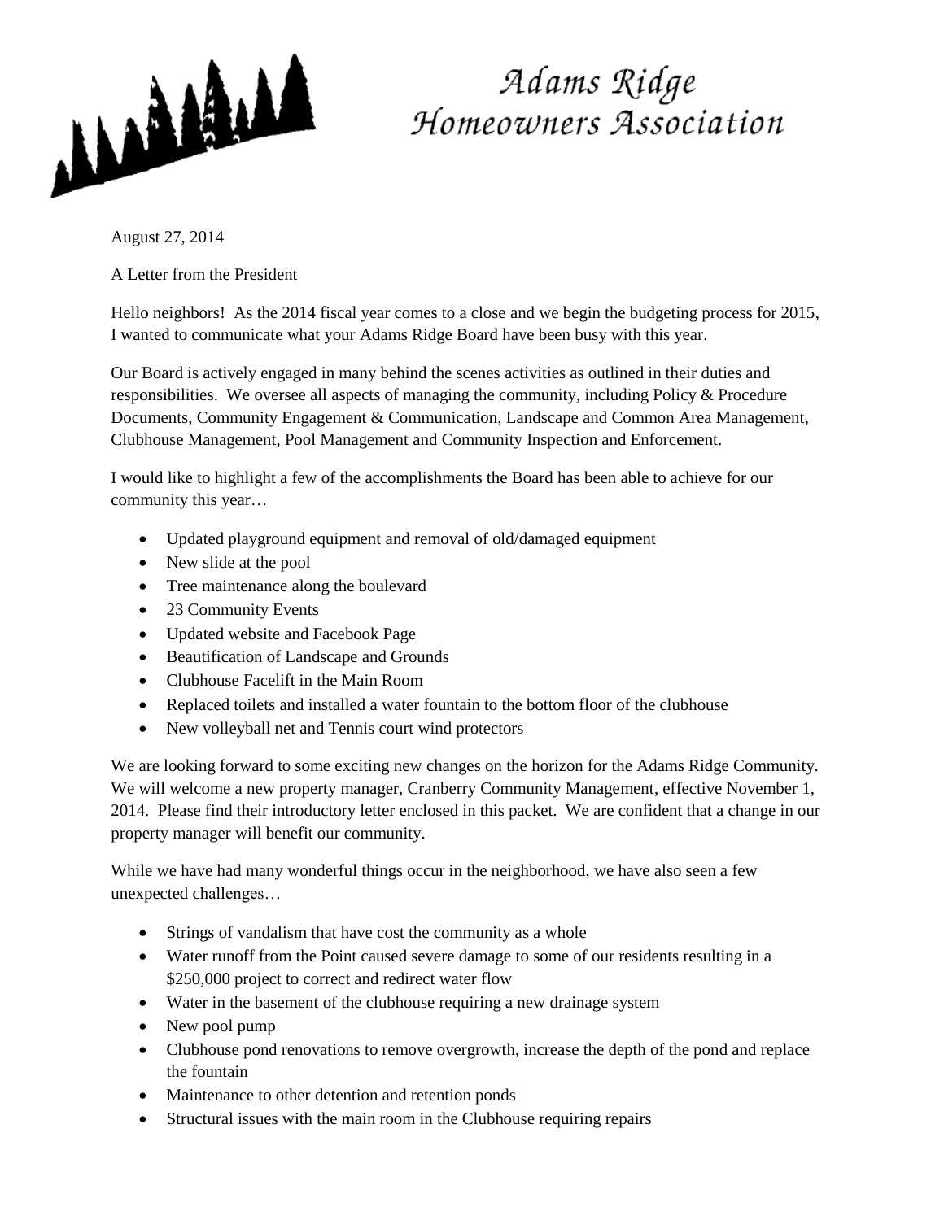# Adams Ridge Homeowners Association

August 27, 2014

A Letter from the President

Hello neighbors! As the 2014 fiscal year comes to a close and we begin the budgeting process for 2015, I wanted to communicate what your Adams Ridge Board have been busy with this year.

Our Board is actively engaged in many behind the scenes activities as outlined in their duties and responsibilities. We oversee all aspects of managing the community, including Policy & Procedure Documents, Community Engagement & Communication, Landscape and Common Area Management, Clubhouse Management, Pool Management and Community Inspection and Enforcement.

I would like to highlight a few of the accomplishments the Board has been able to achieve for our community this year…

- Updated playground equipment and removal of old/damaged equipment
- New slide at the pool
- Tree maintenance along the boulevard
- 23 Community Events
- Updated website and Facebook Page
- Beautification of Landscape and Grounds
- Clubhouse Facelift in the Main Room
- Replaced toilets and installed a water fountain to the bottom floor of the clubhouse
- New volleyball net and Tennis court wind protectors

We are looking forward to some exciting new changes on the horizon for the Adams Ridge Community. We will welcome a new property manager, Cranberry Community Management, effective November 1, 2014. Please find their introductory letter enclosed in this packet. We are confident that a change in our property manager will benefit our community.

While we have had many wonderful things occur in the neighborhood, we have also seen a few unexpected challenges…

- Strings of vandalism that have cost the community as a whole
- Water runoff from the Point caused severe damage to some of our residents resulting in a $250,000 project to correct and redirect water flow
- Water in the basement of the clubhouse requiring a new drainage system
- New pool pump
- Clubhouse pond renovations to remove overgrowth, increase the depth of the pond and replace the fountain
- Maintenance to other detention and retention ponds
- Structural issues with the main room in the Clubhouse requiring repairs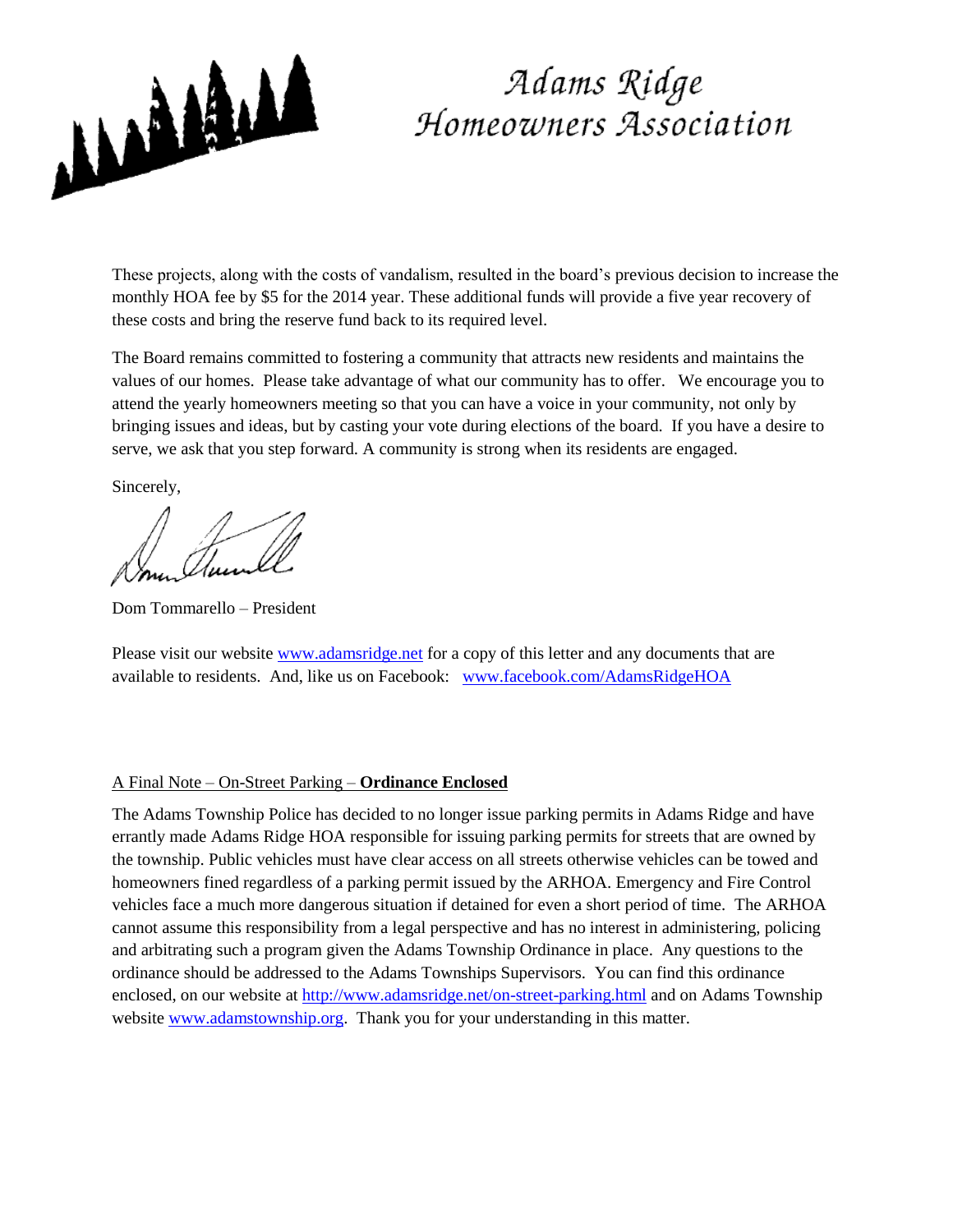# Adams Ridge Homeowners Association

These projects, along with the costs of vandalism, resulted in the board's previous decision to increase the monthly HOA fee by $5 for the 2014 year. These additional funds will provide a five year recovery of these costs and bring the reserve fund back to its required level.

The Board remains committed to fostering a community that attracts new residents and maintains the values of our homes. Please take advantage of what our community has to offer. We encourage you to attend the yearly homeowners meeting so that you can have a voice in your community, not only by bringing issues and ideas, but by casting your vote during elections of the board. If you have a desire to serve, we ask that you step forward. A community is strong when its residents are engaged.

Sincerely,

Dom Tommarello – President

Please visit our website [www.adamsridge.net](http://www.adamsridge.net) for a copy of this letter and any documents that are available to residents. And, like us on Facebook: [www.facebook.com/AdamsRidgeHOA](http://www.facebook.com/AdamsRidgeHOA)

A Final Note – On-Street Parking – **Ordinance Enclosed**

The Adams Township Police has decided to no longer issue parking permits in Adams Ridge and have errantly made Adams Ridge HOA responsible for issuing parking permits for streets that are owned by the township. Public vehicles must have clear access on all streets otherwise vehicles can be towed and homeowners fined regardless of a parking permit issued by the ARHOA. Emergency and Fire Control vehicles face a much more dangerous situation if detained for even a short period of time. The ARHOA cannot assume this responsibility from a legal perspective and has no interest in administering, policing and arbitrating such a program given the Adams Township Ordinance in place. Any questions to the ordinance should be addressed to the Adams Townships Supervisors. You can find this ordinance enclosed, on our website at [http://www.adamsridge.net/on-street-parking.html](http://www.adamsridge.net/on-street-parking.html) and on Adams Township website [www.adamstownship.org](http://www.adamstownship.org). Thank you for your understanding in this matter.